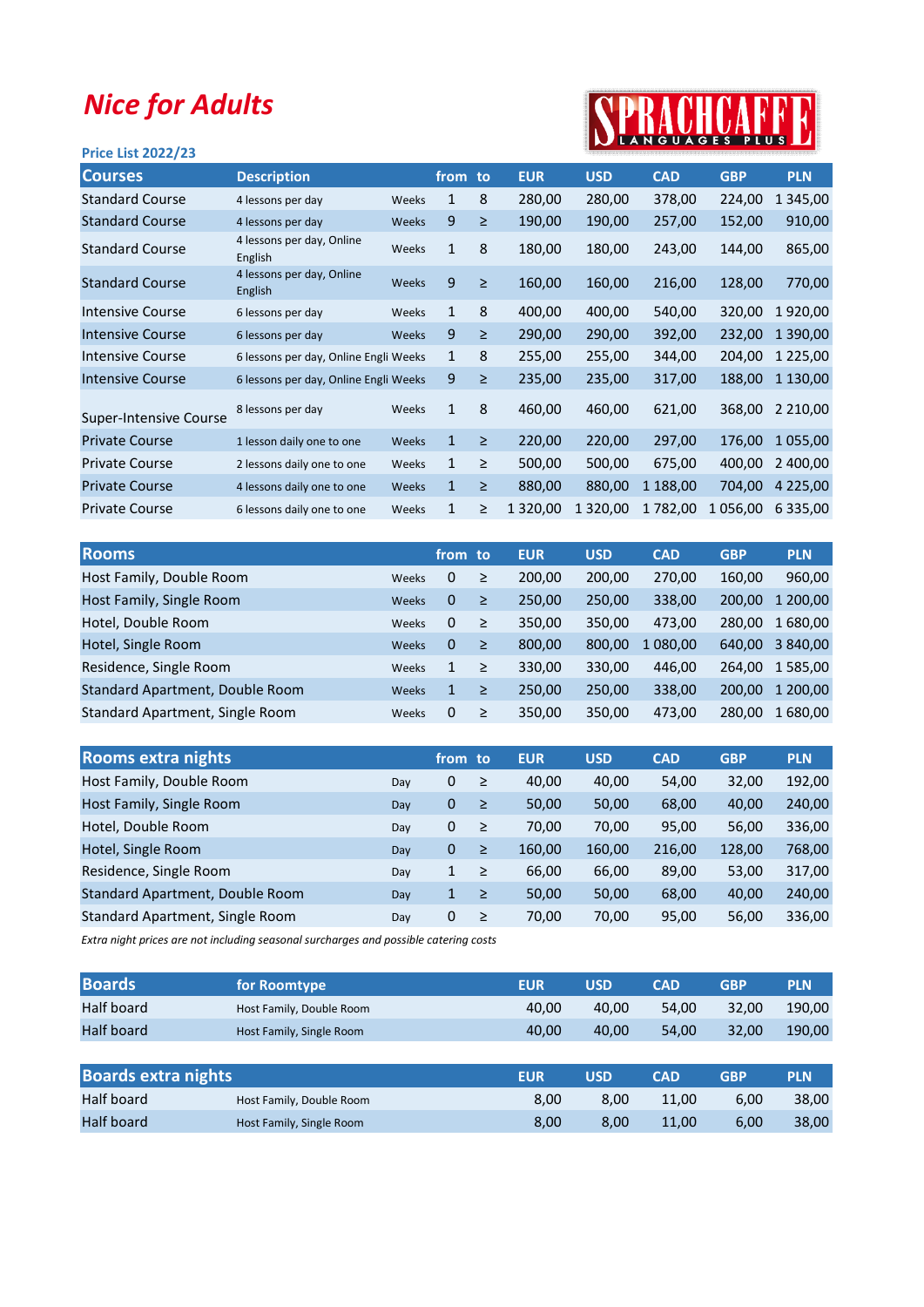# Nice for Adults

SPRACHCAFFE LANGUAGES PLUS

**Price List 2022/23**

| Courses | Description | | from | to | EUR | USD | CAD | GBP | PLN |
|---|---|---|---|---|---|---|---|---|---|
| Standard Course | 4 lessons per day | Weeks | 1 | 8 | 280,00 | 280,00 | 378,00 | 224,00 | 1 345,00 |
| Standard Course | 4 lessons per day | Weeks | 9 | ≥ | 190,00 | 190,00 | 257,00 | 152,00 | 910,00 |
| Standard Course | 4 lessons per day, Online English | Weeks | 1 | 8 | 180,00 | 180,00 | 243,00 | 144,00 | 865,00 |
| Standard Course | 4 lessons per day, Online English | Weeks | 9 | ≥ | 160,00 | 160,00 | 216,00 | 128,00 | 770,00 |
| Intensive Course | 6 lessons per day | Weeks | 1 | 8 | 400,00 | 400,00 | 540,00 | 320,00 | 1 920,00 |
| Intensive Course | 6 lessons per day | Weeks | 9 | ≥ | 290,00 | 290,00 | 392,00 | 232,00 | 1 390,00 |
| Intensive Course | 6 lessons per day, Online Engli | Weeks | 1 | 8 | 255,00 | 255,00 | 344,00 | 204,00 | 1 225,00 |
| Intensive Course | 6 lessons per day, Online Engli | Weeks | 9 | ≥ | 235,00 | 235,00 | 317,00 | 188,00 | 1 130,00 |
| Super-Intensive Course | 8 lessons per day | Weeks | 1 | 8 | 460,00 | 460,00 | 621,00 | 368,00 | 2 210,00 |
| Private Course | 1 lesson daily one to one | Weeks | 1 | ≥ | 220,00 | 220,00 | 297,00 | 176,00 | 1 055,00 |
| Private Course | 2 lessons daily one to one | Weeks | 1 | ≥ | 500,00 | 500,00 | 675,00 | 400,00 | 2 400,00 |
| Private Course | 4 lessons daily one to one | Weeks | 1 | ≥ | 880,00 | 880,00 | 1 188,00 | 704,00 | 4 225,00 |
| Private Course | 6 lessons daily one to one | Weeks | 1 | ≥ | 1 320,00 | 1 320,00 | 1 782,00 | 1 056,00 | 6 335,00 |

| Rooms | | from | to | EUR | USD | CAD | GBP | PLN |
|---|---|---|---|---|---|---|---|---|
| Host Family, Double Room | Weeks | 0 | ≥ | 200,00 | 200,00 | 270,00 | 160,00 | 960,00 |
| Host Family, Single Room | Weeks | 0 | ≥ | 250,00 | 250,00 | 338,00 | 200,00 | 1 200,00 |
| Hotel, Double Room | Weeks | 0 | ≥ | 350,00 | 350,00 | 473,00 | 280,00 | 1 680,00 |
| Hotel, Single Room | Weeks | 0 | ≥ | 800,00 | 800,00 | 1 080,00 | 640,00 | 3 840,00 |
| Residence, Single Room | Weeks | 1 | ≥ | 330,00 | 330,00 | 446,00 | 264,00 | 1 585,00 |
| Standard Apartment, Double Room | Weeks | 1 | ≥ | 250,00 | 250,00 | 338,00 | 200,00 | 1 200,00 |
| Standard Apartment, Single Room | Weeks | 0 | ≥ | 350,00 | 350,00 | 473,00 | 280,00 | 1 680,00 |

| Rooms extra nights | | from | to | EUR | USD | CAD | GBP | PLN |
|---|---|---|---|---|---|---|---|---|
| Host Family, Double Room | Day | 0 | ≥ | 40,00 | 40,00 | 54,00 | 32,00 | 192,00 |
| Host Family, Single Room | Day | 0 | ≥ | 50,00 | 50,00 | 68,00 | 40,00 | 240,00 |
| Hotel, Double Room | Day | 0 | ≥ | 70,00 | 70,00 | 95,00 | 56,00 | 336,00 |
| Hotel, Single Room | Day | 0 | ≥ | 160,00 | 160,00 | 216,00 | 128,00 | 768,00 |
| Residence, Single Room | Day | 1 | ≥ | 66,00 | 66,00 | 89,00 | 53,00 | 317,00 |
| Standard Apartment, Double Room | Day | 1 | ≥ | 50,00 | 50,00 | 68,00 | 40,00 | 240,00 |
| Standard Apartment, Single Room | Day | 0 | ≥ | 70,00 | 70,00 | 95,00 | 56,00 | 336,00 |

*Extra night prices are not including seasonal surcharges and possible catering costs*

| Boards | for Roomtype | EUR | USD | CAD | GBP | PLN |
|---|---|---|---|---|---|---|
| Half board | Host Family, Double Room | 40,00 | 40,00 | 54,00 | 32,00 | 190,00 |
| Half board | Host Family, Single Room | 40,00 | 40,00 | 54,00 | 32,00 | 190,00 |

| Boards extra nights | | EUR | USD | CAD | GBP | PLN |
|---|---|---|---|---|---|---|
| Half board | Host Family, Double Room | 8,00 | 8,00 | 11,00 | 6,00 | 38,00 |
| Half board | Host Family, Single Room | 8,00 | 8,00 | 11,00 | 6,00 | 38,00 |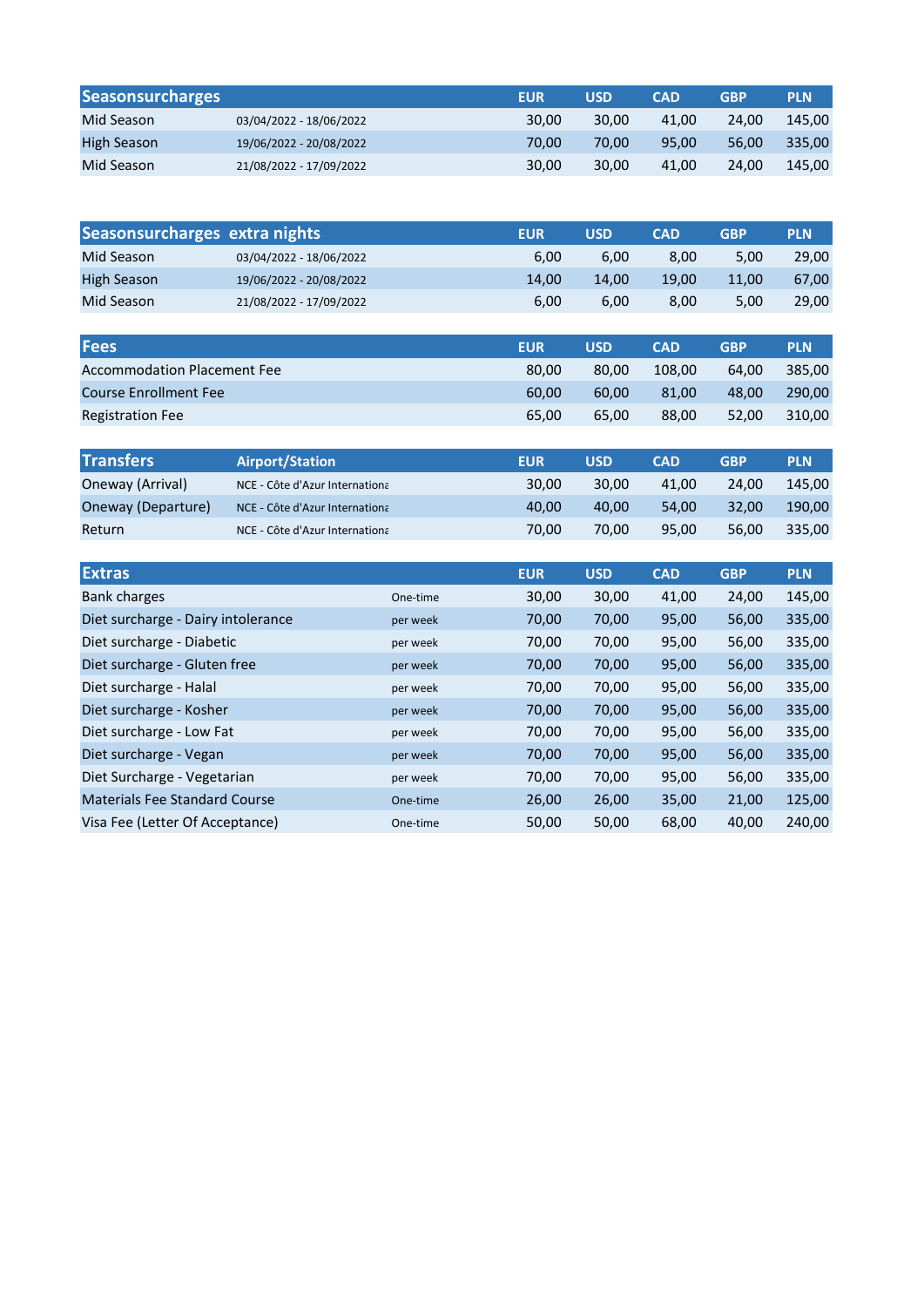| Seasonsurcharges | | EUR | USD | CAD | GBP | PLN |
|---|---|---|---|---|---|---|
| Mid Season | 03/04/2022 - 18/06/2022 | 30,00 | 30,00 | 41,00 | 24,00 | 145,00 |
| High Season | 19/06/2022 - 20/08/2022 | 70,00 | 70,00 | 95,00 | 56,00 | 335,00 |
| Mid Season | 21/08/2022 - 17/09/2022 | 30,00 | 30,00 | 41,00 | 24,00 | 145,00 |

| Seasonsurcharges extra nights | | EUR | USD | CAD | GBP | PLN |
|---|---|---|---|---|---|---|
| Mid Season | 03/04/2022 - 18/06/2022 | 6,00 | 6,00 | 8,00 | 5,00 | 29,00 |
| High Season | 19/06/2022 - 20/08/2022 | 14,00 | 14,00 | 19,00 | 11,00 | 67,00 |
| Mid Season | 21/08/2022 - 17/09/2022 | 6,00 | 6,00 | 8,00 | 5,00 | 29,00 |

| Fees | EUR | USD | CAD | GBP | PLN |
|---|---|---|---|---|---|
| Accommodation Placement Fee | 80,00 | 80,00 | 108,00 | 64,00 | 385,00 |
| Course Enrollment Fee | 60,00 | 60,00 | 81,00 | 48,00 | 290,00 |
| Registration Fee | 65,00 | 65,00 | 88,00 | 52,00 | 310,00 |

| Transfers | Airport/Station | EUR | USD | CAD | GBP | PLN |
|---|---|---|---|---|---|---|
| Oneway (Arrival) | NCE - Côte d'Azur Internationa | 30,00 | 30,00 | 41,00 | 24,00 | 145,00 |
| Oneway (Departure) | NCE - Côte d'Azur Internationa | 40,00 | 40,00 | 54,00 | 32,00 | 190,00 |
| Return | NCE - Côte d'Azur Internationa | 70,00 | 70,00 | 95,00 | 56,00 | 335,00 |

| Extras | | EUR | USD | CAD | GBP | PLN |
|---|---|---|---|---|---|---|
| Bank charges | One-time | 30,00 | 30,00 | 41,00 | 24,00 | 145,00 |
| Diet surcharge - Dairy intolerance | per week | 70,00 | 70,00 | 95,00 | 56,00 | 335,00 |
| Diet surcharge - Diabetic | per week | 70,00 | 70,00 | 95,00 | 56,00 | 335,00 |
| Diet surcharge - Gluten free | per week | 70,00 | 70,00 | 95,00 | 56,00 | 335,00 |
| Diet surcharge - Halal | per week | 70,00 | 70,00 | 95,00 | 56,00 | 335,00 |
| Diet surcharge - Kosher | per week | 70,00 | 70,00 | 95,00 | 56,00 | 335,00 |
| Diet surcharge - Low Fat | per week | 70,00 | 70,00 | 95,00 | 56,00 | 335,00 |
| Diet surcharge - Vegan | per week | 70,00 | 70,00 | 95,00 | 56,00 | 335,00 |
| Diet Surcharge - Vegetarian | per week | 70,00 | 70,00 | 95,00 | 56,00 | 335,00 |
| Materials Fee Standard Course | One-time | 26,00 | 26,00 | 35,00 | 21,00 | 125,00 |
| Visa Fee (Letter Of Acceptance) | One-time | 50,00 | 50,00 | 68,00 | 40,00 | 240,00 |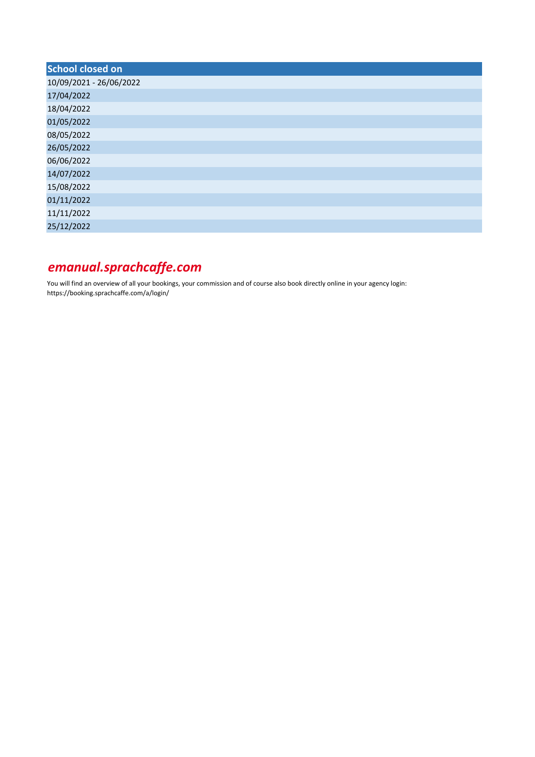| School closed on |
| --- |
| 10/09/2021 - 26/06/2022 |
| 17/04/2022 |
| 18/04/2022 |
| 01/05/2022 |
| 08/05/2022 |
| 26/05/2022 |
| 06/06/2022 |
| 14/07/2022 |
| 15/08/2022 |
| 01/11/2022 |
| 11/11/2022 |
| 25/12/2022 |

## *emanual.sprachcaffe.com*

You will find an overview of all your bookings, your commission and of course also book directly online in your agency login:
https://booking.sprachcaffe.com/a/login/